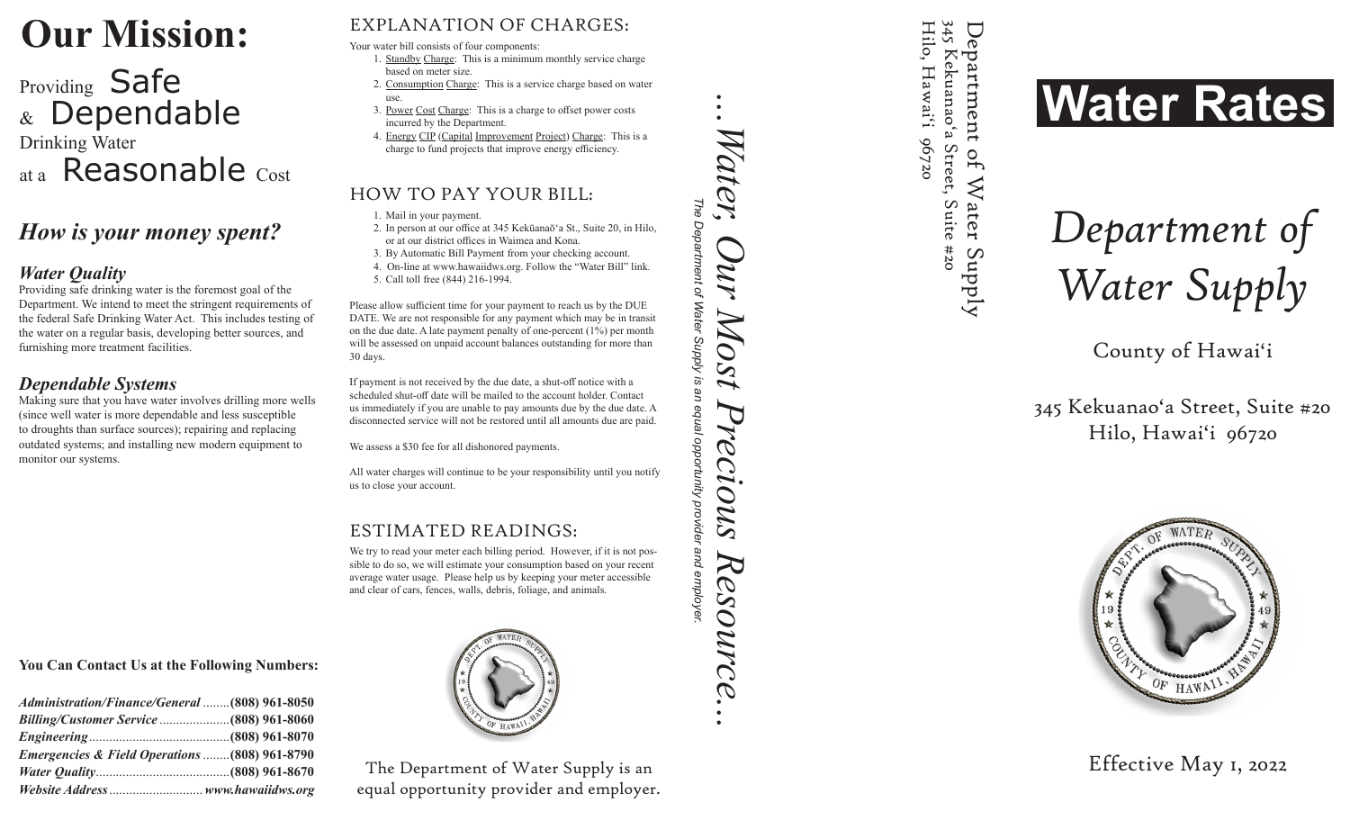# Our Mission:

Providing Safe & Dependable Drinking Water at a Reasonable Cost

## *How is your money spent?*

### *Water Quality*

Providing safe drinking water is the foremost goal of the Department. We intend to meet the stringent requirements of the federal Safe Drinking Water Act. This includes testing of the water on a regular basis, developing better sources, and furnishing more treatment facilities.

### *Dependable Systems*

Making sure that you have water involves drilling more wells (since well water is more dependable and less susceptible to droughts than surface sources); repairing and replacing outdated systems; and installing new modern equipment to monitor our systems.

**You Can Contact Us at the Following Numbers:**

| | |
|---|---|
| *Administration/Finance/General* | **(808) 961-8050** |
| *Billing/Customer Service* | **(808) 961-8060** |
| *Engineering* | **(808) 961-8070** |
| *Emergencies & Field Operations* | **(808) 961-8790** |
| *Water Quality* | **(808) 961-8670** |
| *Website Address* | ***www.hawaiidws.org*** |

## EXPLANATION OF CHARGES:

Your water bill consists of four components:

1. Standby Charge: This is a minimum monthly service charge based on meter size.
2. Consumption Charge: This is a service charge based on water use.
3. Power Cost Charge: This is a charge to offset power costs incurred by the Department.
4. Energy CIP (Capital Improvement Project) Charge: This is a charge to fund projects that improve energy efficiency.

## HOW TO PAY YOUR BILL:

1. Mail in your payment.
2. In person at our office at 345 Kekūanaō'a St., Suite 20, in Hilo, or at our district offices in Waimea and Kona.
3. By Automatic Bill Payment from your checking account.
4. On-line at www.hawaiidws.org. Follow the "Water Bill" link.
5. Call toll free (844) 216-1994.

Please allow sufficient time for your payment to reach us by the DUE DATE. We are not responsible for any payment which may be in transit on the due date. A late payment penalty of one-percent (1%) per month will be assessed on unpaid account balances outstanding for more than 30 days.

If payment is not received by the due date, a shut-off notice with a scheduled shut-off date will be mailed to the account holder. Contact us immediately if you are unable to pay amounts due by the due date. A disconnected service will not be restored until all amounts due are paid.

We assess a $30 fee for all dishonored payments.

All water charges will continue to be your responsibility until you notify us to close your account.

## ESTIMATED READINGS:

We try to read your meter each billing period. However, if it is not possible to do so, we will estimate your consumption based on your recent average water usage. Please help us by keeping your meter accessible and clear of cars, fences, walls, debris, foliage, and animals.

The Department of Water Supply is an equal opportunity provider and employer.

*...Water, Our Most Precious Resource...*

*The Department of Water Supply is an equal opportunity provider and employer.*

Department of Water Supply
345 Kekuanao'a Street, Suite #20
Hilo, Hawai'i 96720

# Water Rates

# *Department of Water Supply*

County of Hawai'i

345 Kekuanao'a Street, Suite #20
Hilo, Hawai'i 96720

Effective May 1, 2022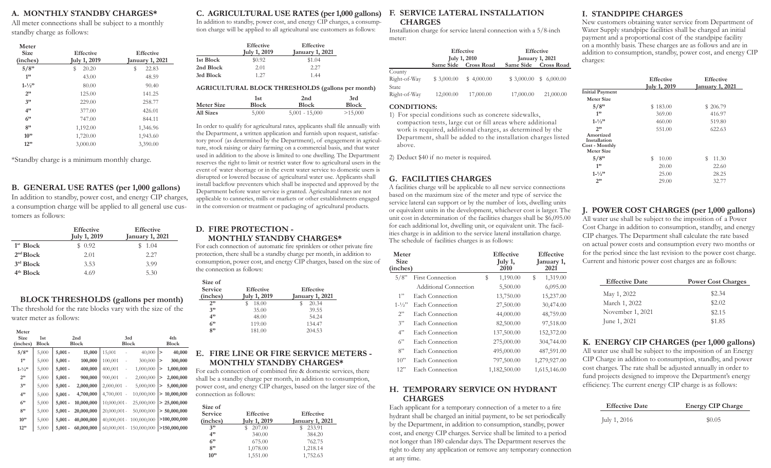## A. MONTHLY STANDBY CHARGES*

All meter connections shall be subject to a monthly standby charge as follows:

| Meter Size (inches) | Effective July 1, 2019 | Effective January 1, 2021 |
|---|---|---|
| 5/8" | $ 20.20 | $ 22.83 |
| 1" | 43.00 | 48.59 |
| 1-½" | 80.00 | 90.40 |
| 2" | 125.00 | 141.25 |
| 3" | 229.00 | 258.77 |
| 4" | 377.00 | 426.01 |
| 6" | 747.00 | 844.11 |
| 8" | 1,192.00 | 1,346.96 |
| 10" | 1,720.00 | 1,943.60 |
| 12" | 3,000.00 | 3,390.00 |

*Standby charge is a minimum monthly charge.

## B. GENERAL USE RATES (per 1,000 gallons)

In addition to standby, power cost, and energy CIP charges, a consumption charge will be applied to all general use customers as follows:

| | Effective July 1, 2019 | Effective January 1, 2021 |
|---|---|---|
| 1st Block | $ 0.92 | $ 1.04 |
| 2nd Block | 2.01 | 2.27 |
| 3rd Block | 3.53 | 3.99 |
| 4th Block | 4.69 | 5.30 |

### BLOCK THRESHOLDS (gallons per month)

The threshold for the rate blocks vary with the size of the water meter as follows:

| Meter Size (inches) | 1st Block | 2nd Block | 3rd Block | 4th Block |
|---|---|---|---|---|
| 5/8" | 5,000 | 5,001 - 15,000 | 15,001 - 40,000 | > 40,000 |
| 1" | 5,000 | 5,001 - 100,000 | 100,001 - 300,000 | > 300,000 |
| 1-½" | 5,000 | 5,001 - 400,000 | 400,001 - 1,000,000 | > 1,000,000 |
| 2" | 5,000 | 5,001 - 900,000 | 900,001 - 2,000,000 | > 2,000,000 |
| 3" | 5,000 | 5,001 - 2,000,000 | 2,000,001 - 5,000,000 | > 5,000,000 |
| 4" | 5,000 | 5,001 - 4,700,000 | 4,700,001 - 10,000,000 | > 10,000,000 |
| 6" | 5,000 | 5,001 - 10,000,000 | 10,000,001 - 25,000,000 | > 25,000,000 |
| 8" | 5,000 | 5,001 - 20,000,000 | 20,000,001 - 50,000,000 | > 50,000,000 |
| 10" | 5,000 | 5,001 - 40,000,000 | 40,000,001 - 100,000,000 | >100,000,000 |
| 12" | 5,000 | 5,001 - 60,000,000 | 60,000,001 - 150,000,000 | >150,000,000 |

## C. AGRICULTURAL USE RATES (per 1,000 gallons)

In addition to standby, power cost, and energy CIP charges, a consumption charge will be applied to all agricultural use customers as follows:

| | Effective July 1, 2019 | Effective January 1, 2021 |
|---|---|---|
| 1st Block | $0.92 | $1.04 |
| 2nd Block | 2.01 | 2.27 |
| 3rd Block | 1.27 | 1.44 |

### AGRICULTURAL BLOCK THRESHOLDS (gallons per month)

| Meter Size | 1st Block | 2nd Block | 3rd Block |
|---|---|---|---|
| All Sizes | 5,000 | 5,001 - 15,000 | >15,000 |

In order to qualify for agricultural rates, applicants shall file annually with the Department, a written application and furnish upon request, satisfactory proof (as determined by the Department), of engagement in agriculture, stock raising or dairy farming on a commercial basis, and that water used in addition to the above is limited to one dwelling. The Department reserves the right to limit or restrict water flow to agricultural users in the event of water shortage or in the event water service to domestic users is disrupted or lowered because of agricultural water use. Applicants shall install backflow preventers which shall be inspected and approved by the Department before water service is granted. Agricultural rates are not applicable to canneries, mills or markets or other establishments engaged in the conversion or treatment or packaging of agricultural products.

## D. FIRE PROTECTION - MONTHLY STANDBY CHARGES*

For each connection of automatic fire sprinklers or other private fire protection, there shall be a standby charge per month, in addition to consumption, power cost, and energy CIP charges, based on the size of the connection as follows:

| Size of Service (inches) | Effective July 1, 2019 | Effective January 1, 2021 |
|---|---|---|
| 2" | $ 18.00 | $ 20.34 |
| 3" | 35.00 | 39.55 |
| 4" | 48.00 | 54.24 |
| 6" | 119.00 | 134.47 |
| 8" | 181.00 | 204.53 |

## E. FIRE LINE OR FIRE SERVICE METERS - MONTHLY STANDBY CHARGES*

For each connection of combined fire & domestic services, there shall be a standby charge per month, in addition to consumption, power cost, and energy CIP charges, based on the larger size of the connection as follows:

| Size of Service (inches) | Effective July 1, 2019 | Effective January 1, 2021 |
|---|---|---|
| 3" | $ 207.00 | $ 233.91 |
| 4" | 340.00 | 384.20 |
| 6" | 675.00 | 762.75 |
| 8" | 1,078.00 | 1,218.14 |
| 10" | 1,551.00 | 1,752.63 |

## F. SERVICE LATERAL INSTALLATION CHARGES

Installation charge for service lateral connection with a 5/8-inch meter:

| | Effective July 1, 2010 | | Effective January 1, 2021 | |
|---|---|---|---|---|
| | Same Side | Cross Road | Same Side | Cross Road |
| County Right-of-Way | $ 3,000.00 | $ 4,000.00 | $ 3,000.00 | $ 6,000.00 |
| State Right-of-Way | 12,000.00 | 17,000.00 | 17,000.00 | 21,000.00 |

**CONDITIONS:**

1) For special conditions such as concrete sidewalks, compaction tests, large cut or fill areas where additional work is required, additional charges, as determined by the Department, shall be added to the installation charges listed above.

2) Deduct $40 if no meter is required.

## G. FACILITIES CHARGES

A facilities charge will be applicable to all new service connections based on the maximum size of the meter and type of service the service lateral can support or by the number of lots, dwelling units or equivalent units in the development, whichever cost is larger. The unit cost in determination of the facilities charges shall be $6,095.00 for each additional lot, dwelling unit, or equivalent unit. The facilities charge is in addition to the service lateral installation charge. The schedule of facilities charges is as follows:

| Meter Size (inches) | | Effective July 1, 2010 | Effective January 1, 2021 |
|---|---|---|---|
| 5/8" | First Connection | $ 1,190.00 | $ 1,319.00 |
| | Additional Connection | 5,500.00 | 6,095.00 |
| 1" | Each Connection | 13,750.00 | 15,237.00 |
| 1-½" | Each Connection | 27,500.00 | 30,474.00 |
| 2" | Each Connection | 44,000.00 | 48,759.00 |
| 3" | Each Connection | 82,500.00 | 97,518.00 |
| 4" | Each Connection | 137,500.00 | 152,372.00 |
| 6" | Each Connection | 275,000.00 | 304,744.00 |
| 8" | Each Connection | 495,000.00 | 487,591.00 |
| 10" | Each Connection | 797,500.00 | 1,279,927.00 |
| 12" | Each Connection | 1,182,500.00 | 1,615,146.00 |

## H. TEMPORARY SERVICE ON HYDRANT CHARGES

Each applicant for a temporary connection of a meter to a fire hydrant shall be charged an initial payment, to be set periodically by the Department, in addition to consumption, standby, power cost, and energy CIP charges. Service shall be limited to a period not longer than 180 calendar days. The Department reserves the right to deny any application or remove any temporary connection at any time.

## I. STANDPIPE CHARGES

New customers obtaining water service from Department of Water Supply standpipe facilities shall be charged an initial payment and a proportional cost of the standpipe facility on a monthly basis. These charges are as follows and are in addition to consumption, standby, power cost, and energy CIP charges:

| | Effective July 1, 2019 | Effective January 1, 2021 |
|---|---|---|
| **Initial Payment** | | |
| **Meter Size** | | |
| 5/8" | $ 183.00 | $ 206.79 |
| 1" | 369.00 | 416.97 |
| 1-½" | 460.00 | 519.80 |
| 2" | 551.00 | 622.63 |
| **Amortized Installation Cost - Monthly** | | |
| **Meter Size** | | |
| 5/8" | $ 10.00 | $ 11.30 |
| 1" | 20.00 | 22.60 |
| 1-½" | 25.00 | 28.25 |
| 2" | 29.00 | 32.77 |

## J. POWER COST CHARGES (per 1,000 gallons)

All water use shall be subject to the imposition of a Power Cost Charge in addition to consumption, standby, and energy CIP charges. The Department shall calculate the rate based on actual power costs and consumption every two months or for the period since the last revision to the power cost charge. Current and historic power cost charges are as follows:

| Effective Date | Power Cost Charges |
|---|---|
| May 1, 2022 | $2.34 |
| March 1, 2022 | $2.02 |
| November 1, 2021 | $2.15 |
| June 1, 2021 | $1.85 |

## K. ENERGY CIP CHARGES (per 1,000 gallons)

All water use shall be subject to the imposition of an Energy CIP Charge in addition to consumption, standby, and power cost charges. The rate shall be adjusted annually in order to fund projects designed to improve the Department's energy efficiency. The current energy CIP charge is as follows:

| Effective Date | Energy CIP Charge |
|---|---|
| July 1, 2016 | $0.05 |